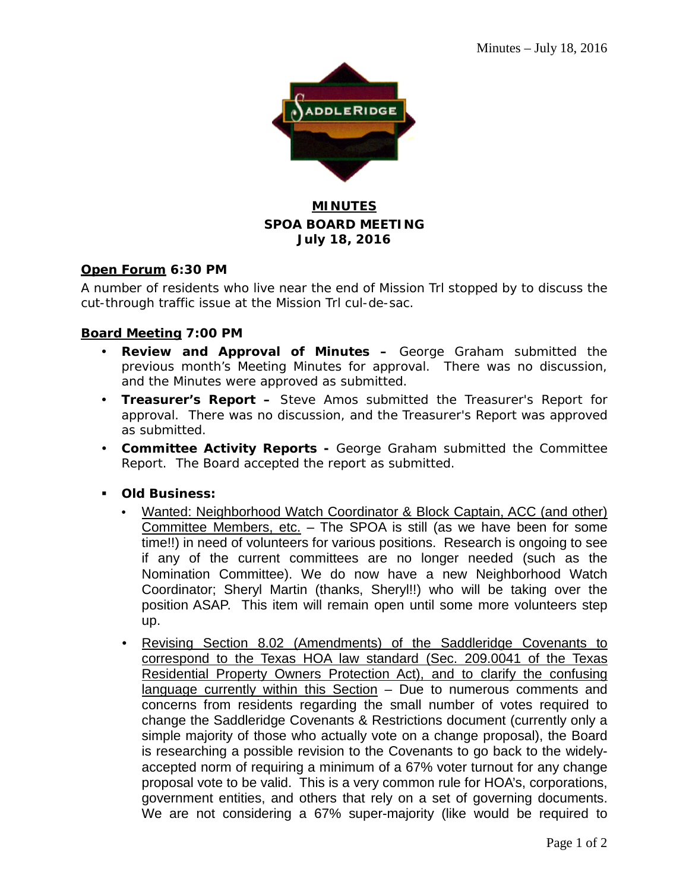# MINUTES
## SPOA BOARD MEETING
## July 18, 2016

**Open Forum 6:30 PM**

A number of residents who live near the end of Mission Trl stopped by to discuss the cut-through traffic issue at the Mission Trl cul-de-sac.

**Board Meeting 7:00 PM**

- **Review and Approval of Minutes –** George Graham submitted the previous month's Meeting Minutes for approval. There was no discussion, and the Minutes were approved as submitted.
- **Treasurer's Report –** Steve Amos submitted the Treasurer's Report for approval. There was no discussion, and the Treasurer's Report was approved as submitted.
- **Committee Activity Reports -** George Graham submitted the Committee Report. The Board accepted the report as submitted.

- **Old Business:**
  - Wanted: Neighborhood Watch Coordinator & Block Captain, ACC (and other) Committee Members, etc. – The SPOA is still (as we have been for some time!!) in need of volunteers for various positions. Research is ongoing to see if any of the current committees are no longer needed (such as the Nomination Committee). We do now have a new Neighborhood Watch Coordinator; Sheryl Martin (thanks, Sheryl!!) who will be taking over the position ASAP. This item will remain open until some more volunteers step up.
  - Revising Section 8.02 (Amendments) of the Saddleridge Covenants to correspond to the Texas HOA law standard (Sec. 209.0041 of the Texas Residential Property Owners Protection Act), and to clarify the confusing language currently within this Section – Due to numerous comments and concerns from residents regarding the small number of votes required to change the Saddleridge Covenants & Restrictions document (currently only a simple majority of those who actually vote on a change proposal), the Board is researching a possible revision to the Covenants to go back to the widely-accepted norm of requiring a minimum of a 67% voter turnout for any change proposal vote to be valid. This is a very common rule for HOA's, corporations, government entities, and others that rely on a set of governing documents. We are not considering a 67% super-majority (like would be required to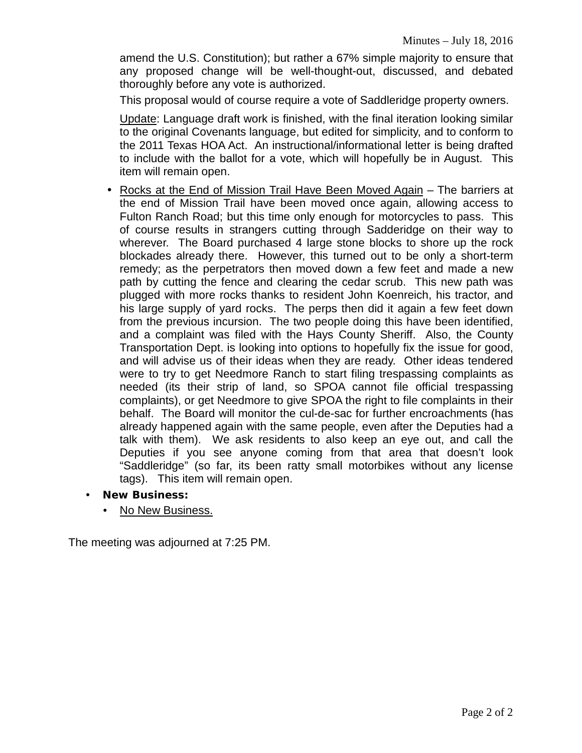amend the U.S. Constitution); but rather a 67% simple majority to ensure that any proposed change will be well-thought-out, discussed, and debated thoroughly before any vote is authorized.

This proposal would of course require a vote of Saddleridge property owners.

Update: Language draft work is finished, with the final iteration looking similar to the original Covenants language, but edited for simplicity, and to conform to the 2011 Texas HOA Act. An instructional/informational letter is being drafted to include with the ballot for a vote, which will hopefully be in August. This item will remain open.

- Rocks at the End of Mission Trail Have Been Moved Again – The barriers at the end of Mission Trail have been moved once again, allowing access to Fulton Ranch Road; but this time only enough for motorcycles to pass. This of course results in strangers cutting through Sadderidge on their way to wherever. The Board purchased 4 large stone blocks to shore up the rock blockades already there. However, this turned out to be only a short-term remedy; as the perpetrators then moved down a few feet and made a new path by cutting the fence and clearing the cedar scrub. This new path was plugged with more rocks thanks to resident John Koenreich, his tractor, and his large supply of yard rocks. The perps then did it again a few feet down from the previous incursion. The two people doing this have been identified, and a complaint was filed with the Hays County Sheriff. Also, the County Transportation Dept. is looking into options to hopefully fix the issue for good, and will advise us of their ideas when they are ready. Other ideas tendered were to try to get Needmore Ranch to start filing trespassing complaints as needed (its their strip of land, so SPOA cannot file official trespassing complaints), or get Needmore to give SPOA the right to file complaints in their behalf. The Board will monitor the cul-de-sac for further encroachments (has already happened again with the same people, even after the Deputies had a talk with them). We ask residents to also keep an eye out, and call the Deputies if you see anyone coming from that area that doesn't look "Saddleridge" (so far, its been ratty small motorbikes without any license tags). This item will remain open.

- **New Business:**
  - No New Business.

The meeting was adjourned at 7:25 PM.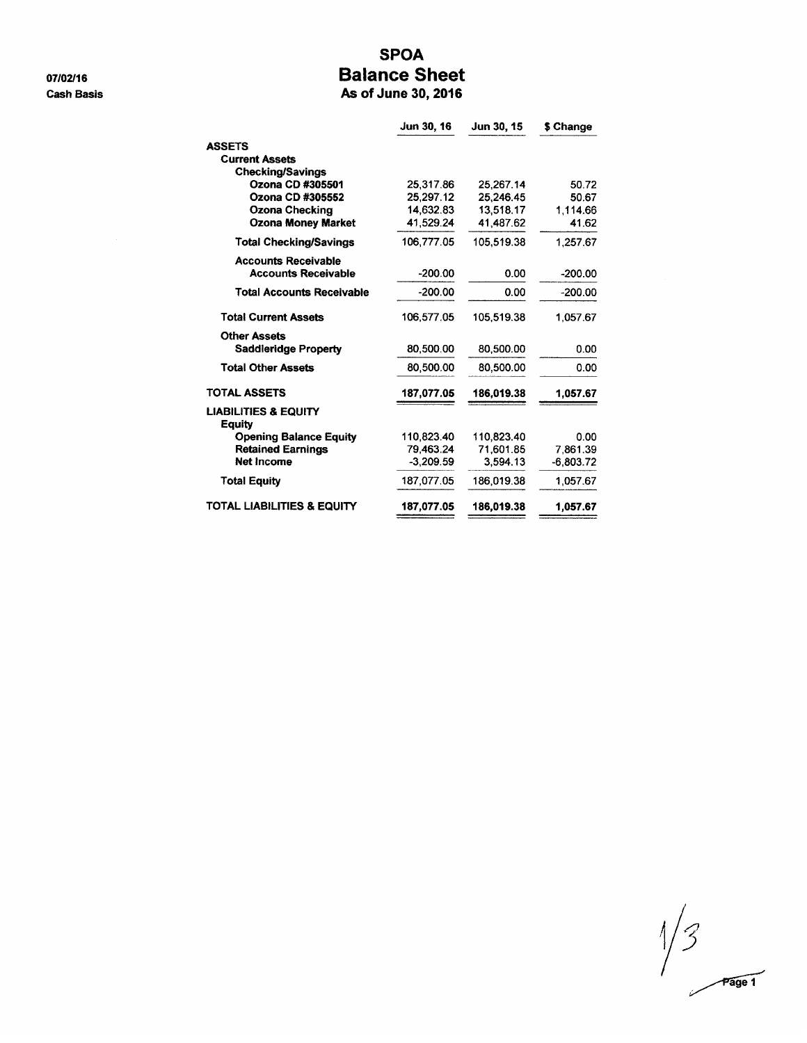07/02/16

Cash Basis

# SPOA
## Balance Sheet
### As of June 30, 2016

| | Jun 30, 16 | Jun 30, 15 | $ Change |
|---|---|---|---|
| **ASSETS** | | | |
| **Current Assets** | | | |
| **Checking/Savings** | | | |
| **Ozona CD #305501** | 25,317.86 | 25,267.14 | 50.72 |
| **Ozona CD #305552** | 25,297.12 | 25,246.45 | 50.67 |
| **Ozona Checking** | 14,632.83 | 13,518.17 | 1,114.66 |
| **Ozona Money Market** | 41,529.24 | 41,487.62 | 41.62 |
| **Total Checking/Savings** | 106,777.05 | 105,519.38 | 1,257.67 |
| **Accounts Receivable** | | | |
| **Accounts Receivable** | -200.00 | 0.00 | -200.00 |
| **Total Accounts Receivable** | -200.00 | 0.00 | -200.00 |
| **Total Current Assets** | 106,577.05 | 105,519.38 | 1,057.67 |
| **Other Assets** | | | |
| **Saddleridge Property** | 80,500.00 | 80,500.00 | 0.00 |
| **Total Other Assets** | 80,500.00 | 80,500.00 | 0.00 |
| **TOTAL ASSETS** | **187,077.05** | **186,019.38** | **1,057.67** |
| **LIABILITIES & EQUITY** | | | |
| **Equity** | | | |
| **Opening Balance Equity** | 110,823.40 | 110,823.40 | 0.00 |
| **Retained Earnings** | 79,463.24 | 71,601.85 | 7,861.39 |
| **Net Income** | -3,209.59 | 3,594.13 | -6,803.72 |
| **Total Equity** | 187,077.05 | 186,019.38 | 1,057.67 |
| **TOTAL LIABILITIES & EQUITY** | **187,077.05** | **186,019.38** | **1,057.67** |

1/3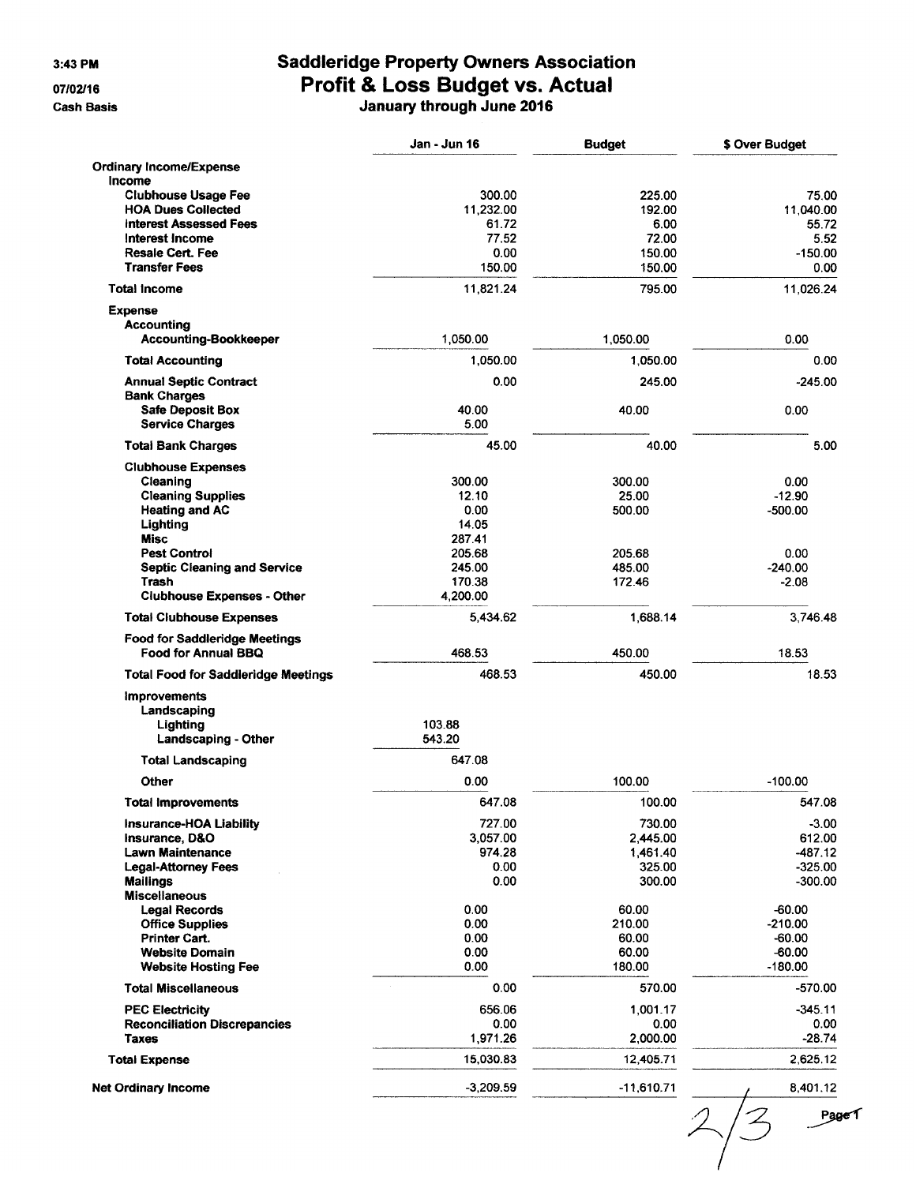3:43 PM

07/02/16

Cash Basis

# Saddleridge Property Owners Association
## Profit & Loss Budget vs. Actual
### January through June 2016

| | Jan - Jun 16 | Budget | $ Over Budget |
|---|---|---|---|
| **Ordinary Income/Expense** | | | |
| **Income** | | | |
| **Clubhouse Usage Fee** | 300.00 | 225.00 | 75.00 |
| **HOA Dues Collected** | 11,232.00 | 192.00 | 11,040.00 |
| **Interest Assessed Fees** | 61.72 | 6.00 | 55.72 |
| **Interest Income** | 77.52 | 72.00 | 5.52 |
| **Resale Cert. Fee** | 0.00 | 150.00 | -150.00 |
| **Transfer Fees** | 150.00 | 150.00 | 0.00 |
| **Total Income** | 11,821.24 | 795.00 | 11,026.24 |
| **Expense** | | | |
| **Accounting** | | | |
| **Accounting-Bookkeeper** | 1,050.00 | 1,050.00 | 0.00 |
| **Total Accounting** | 1,050.00 | 1,050.00 | 0.00 |
| **Annual Septic Contract** | 0.00 | 245.00 | -245.00 |
| **Bank Charges** | | | |
| **Safe Deposit Box** | 40.00 | 40.00 | 0.00 |
| **Service Charges** | 5.00 | | |
| **Total Bank Charges** | 45.00 | 40.00 | 5.00 |
| **Clubhouse Expenses** | | | |
| **Cleaning** | 300.00 | 300.00 | 0.00 |
| **Cleaning Supplies** | 12.10 | 25.00 | -12.90 |
| **Heating and AC** | 0.00 | 500.00 | -500.00 |
| **Lighting** | 14.05 | | |
| **Misc** | 287.41 | | |
| **Pest Control** | 205.68 | 205.68 | 0.00 |
| **Septic Cleaning and Service** | 245.00 | 485.00 | -240.00 |
| **Trash** | 170.38 | 172.46 | -2.08 |
| **Clubhouse Expenses - Other** | 4,200.00 | | |
| **Total Clubhouse Expenses** | 5,434.62 | 1,688.14 | 3,746.48 |
| **Food for Saddleridge Meetings** | | | |
| **Food for Annual BBQ** | 468.53 | 450.00 | 18.53 |
| **Total Food for Saddleridge Meetings** | 468.53 | 450.00 | 18.53 |
| **Improvements** | | | |
| **Landscaping** | | | |
| **Lighting** | 103.88 | | |
| **Landscaping - Other** | 543.20 | | |
| **Total Landscaping** | 647.08 | | |
| **Other** | 0.00 | 100.00 | -100.00 |
| **Total Improvements** | 647.08 | 100.00 | 547.08 |
| **Insurance-HOA Liability** | 727.00 | 730.00 | -3.00 |
| **Insurance, D&O** | 3,057.00 | 2,445.00 | 612.00 |
| **Lawn Maintenance** | 974.28 | 1,461.40 | -487.12 |
| **Legal-Attorney Fees** | 0.00 | 325.00 | -325.00 |
| **Mailings** | 0.00 | 300.00 | -300.00 |
| **Miscellaneous** | | | |
| **Legal Records** | 0.00 | 60.00 | -60.00 |
| **Office Supplies** | 0.00 | 210.00 | -210.00 |
| **Printer Cart.** | 0.00 | 60.00 | -60.00 |
| **Website Domain** | 0.00 | 60.00 | -60.00 |
| **Website Hosting Fee** | 0.00 | 180.00 | -180.00 |
| **Total Miscellaneous** | 0.00 | 570.00 | -570.00 |
| **PEC Electricity** | 656.06 | 1,001.17 | -345.11 |
| **Reconciliation Discrepancies** | 0.00 | 0.00 | 0.00 |
| **Taxes** | 1,971.26 | 2,000.00 | -28.74 |
| **Total Expense** | 15,030.83 | 12,405.71 | 2,625.12 |
| **Net Ordinary Income** | -3,209.59 | -11,610.71 | 8,401.12 |

2/3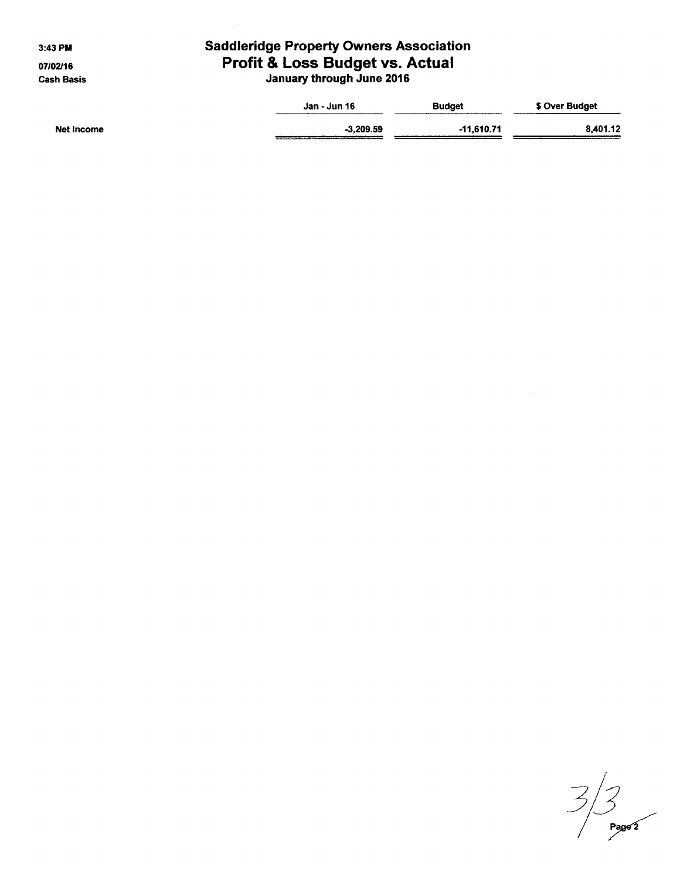3:43 PM

07/02/16

Cash Basis

# Saddleridge Property Owners Association
## Profit & Loss Budget vs. Actual
### January through June 2016

| | Jan - Jun 16 | Budget | $ Over Budget |
|---|---|---|---|
| Net Income | -3,209.59 | -11,610.71 | 8,401.12 |

3/3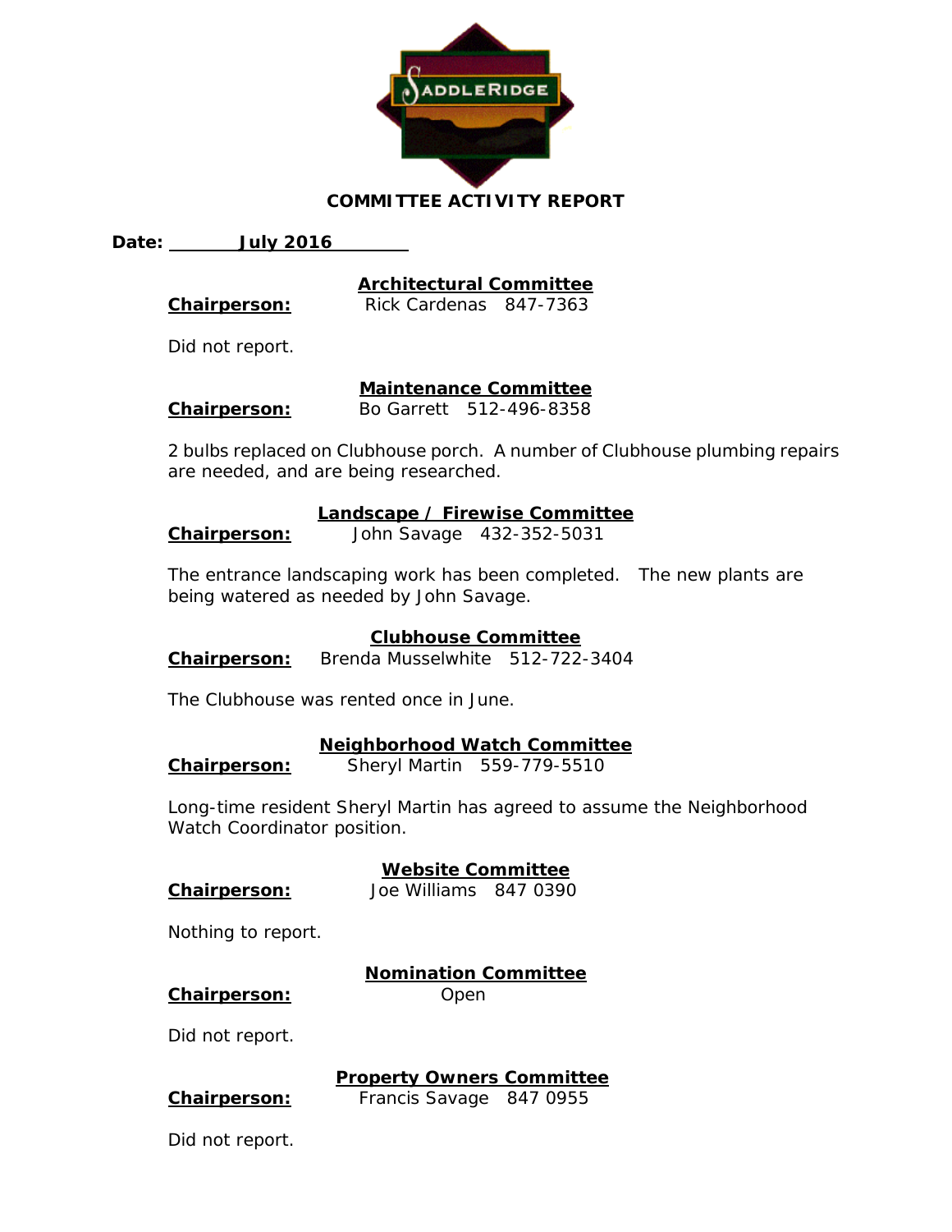# COMMITTEE ACTIVITY REPORT

**Date:** July 2016

## Architectural Committee

**Chairperson:** Rick Cardenas 847-7363

Did not report.

## Maintenance Committee

**Chairperson:** Bo Garrett 512-496-8358

2 bulbs replaced on Clubhouse porch. A number of Clubhouse plumbing repairs are needed, and are being researched.

## Landscape / Firewise Committee

**Chairperson:** John Savage 432-352-5031

The entrance landscaping work has been completed. The new plants are being watered as needed by John Savage.

## Clubhouse Committee

**Chairperson:** Brenda Musselwhite 512-722-3404

The Clubhouse was rented once in June.

## Neighborhood Watch Committee

**Chairperson:** Sheryl Martin 559-779-5510

Long-time resident Sheryl Martin has agreed to assume the Neighborhood Watch Coordinator position.

## Website Committee

**Chairperson:** Joe Williams 847 0390

Nothing to report.

## Nomination Committee

**Chairperson:** Open

Did not report.

## Property Owners Committee

**Chairperson:** Francis Savage 847 0955

Did not report.